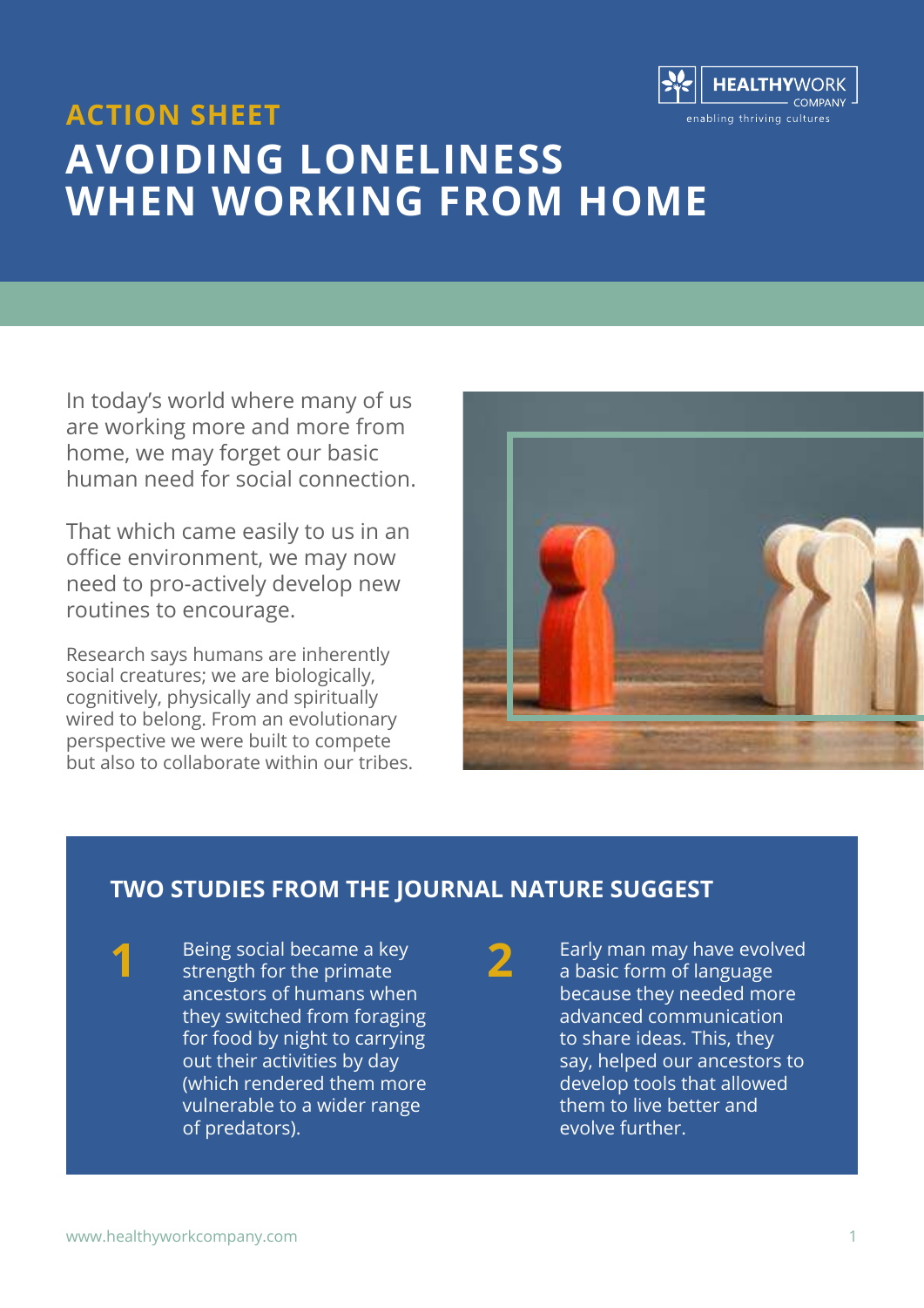ACTION SHEET

# AVOIDING LONELINESS WHEN WORKING FROM HOME

In today's world where many of us are working more and more from home, we may forget our basic human need for social connection.

That which came easily to us in an office environment, we may now need to pro-actively develop new routines to encourage.

Research says humans are inherently social creatures; we are biologically, cognitively, physically and spiritually wired to belong. From an evolutionary perspective we were built to compete but also to collaborate within our tribes.

## TWO STUDIES FROM THE JOURNAL NATURE SUGGEST

1. Being social became a key strength for the primate ancestors of humans when they switched from foraging for food by night to carrying out their activities by day (which rendered them more vulnerable to a wider range of predators).

2. Early man may have evolved a basic form of language because they needed more advanced communication to share ideas. This, they say, helped our ancestors to develop tools that allowed them to live better and evolve further.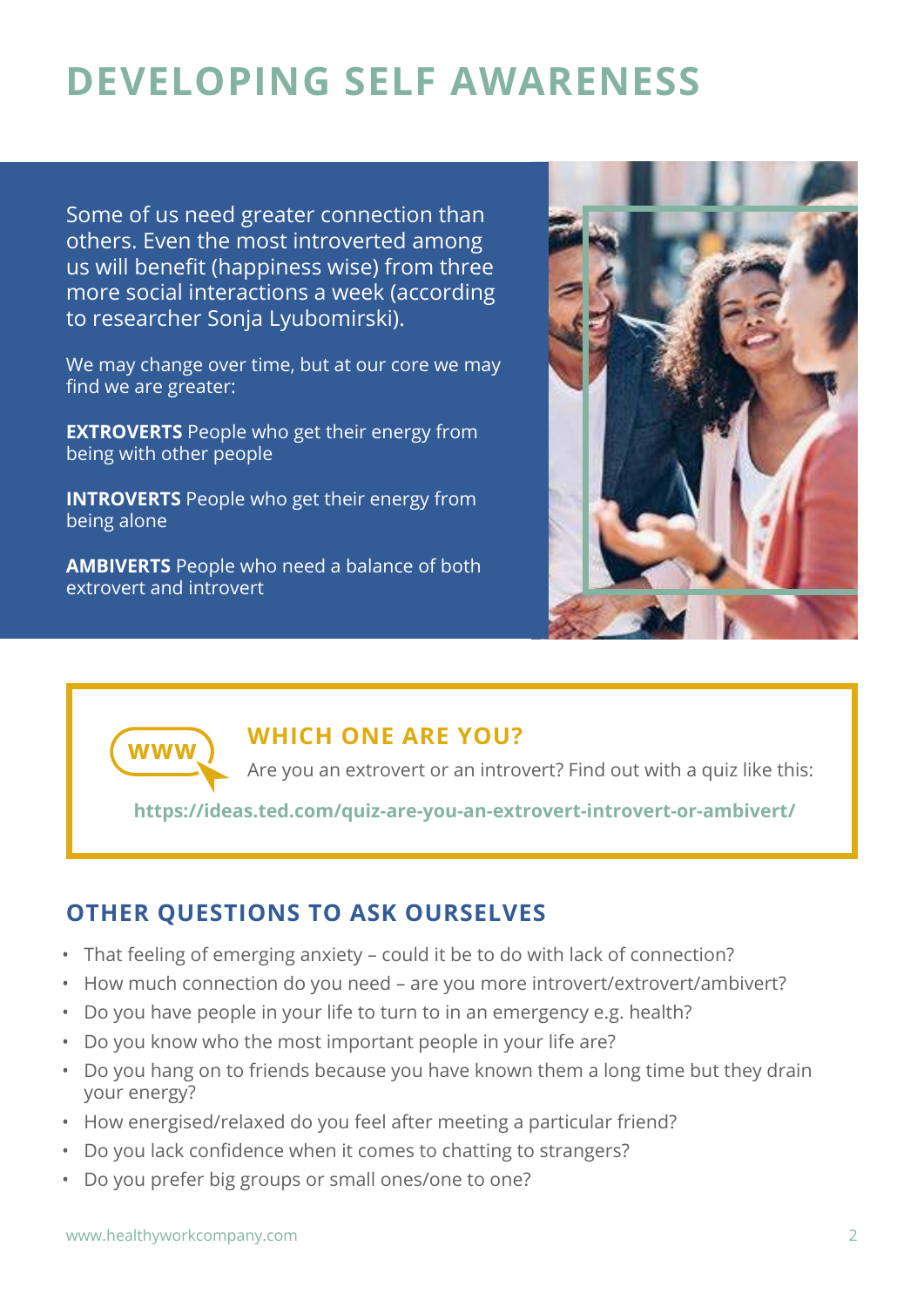# DEVELOPING SELF AWARENESS

Some of us need greater connection than others. Even the most introverted among us will benefit (happiness wise) from three more social interactions a week (according to researcher Sonja Lyubomirski).

We may change over time, but at our core we may find we are greater:

**EXTROVERTS** People who get their energy from being with other people

**INTROVERTS** People who get their energy from being alone

**AMBIVERTS** People who need a balance of both extrovert and introvert

## WHICH ONE ARE YOU?

Are you an extrovert or an introvert? Find out with a quiz like this:

**https://ideas.ted.com/quiz-are-you-an-extrovert-introvert-or-ambivert/**

## OTHER QUESTIONS TO ASK OURSELVES

- That feeling of emerging anxiety – could it be to do with lack of connection?
- How much connection do you need – are you more introvert/extrovert/ambivert?
- Do you have people in your life to turn to in an emergency e.g. health?
- Do you know who the most important people in your life are?
- Do you hang on to friends because you have known them a long time but they drain your energy?
- How energised/relaxed do you feel after meeting a particular friend?
- Do you lack confidence when it comes to chatting to strangers?
- Do you prefer big groups or small ones/one to one?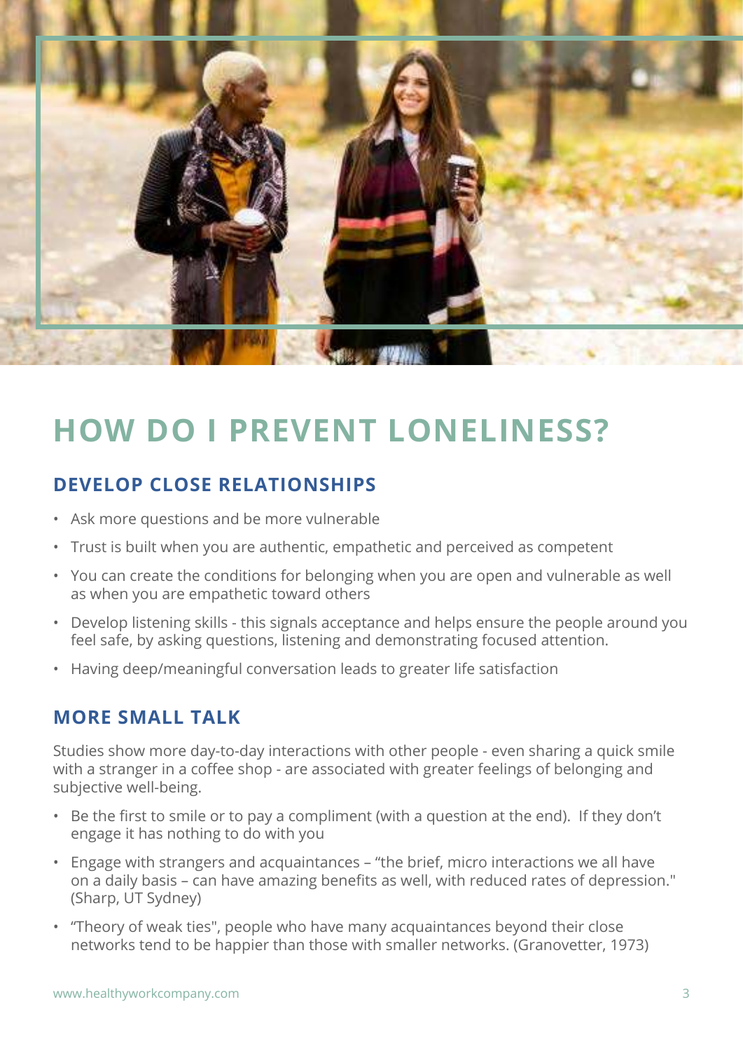# HOW DO I PREVENT LONELINESS?

## DEVELOP CLOSE RELATIONSHIPS

- Ask more questions and be more vulnerable
- Trust is built when you are authentic, empathetic and perceived as competent
- You can create the conditions for belonging when you are open and vulnerable as well as when you are empathetic toward others
- Develop listening skills - this signals acceptance and helps ensure the people around you feel safe, by asking questions, listening and demonstrating focused attention.
- Having deep/meaningful conversation leads to greater life satisfaction

## MORE SMALL TALK

Studies show more day-to-day interactions with other people - even sharing a quick smile with a stranger in a coffee shop - are associated with greater feelings of belonging and subjective well-being.

- Be the first to smile or to pay a compliment (with a question at the end). If they don't engage it has nothing to do with you
- Engage with strangers and acquaintances – "the brief, micro interactions we all have on a daily basis – can have amazing benefits as well, with reduced rates of depression." (Sharp, UT Sydney)
- "Theory of weak ties", people who have many acquaintances beyond their close networks tend to be happier than those with smaller networks. (Granovetter, 1973)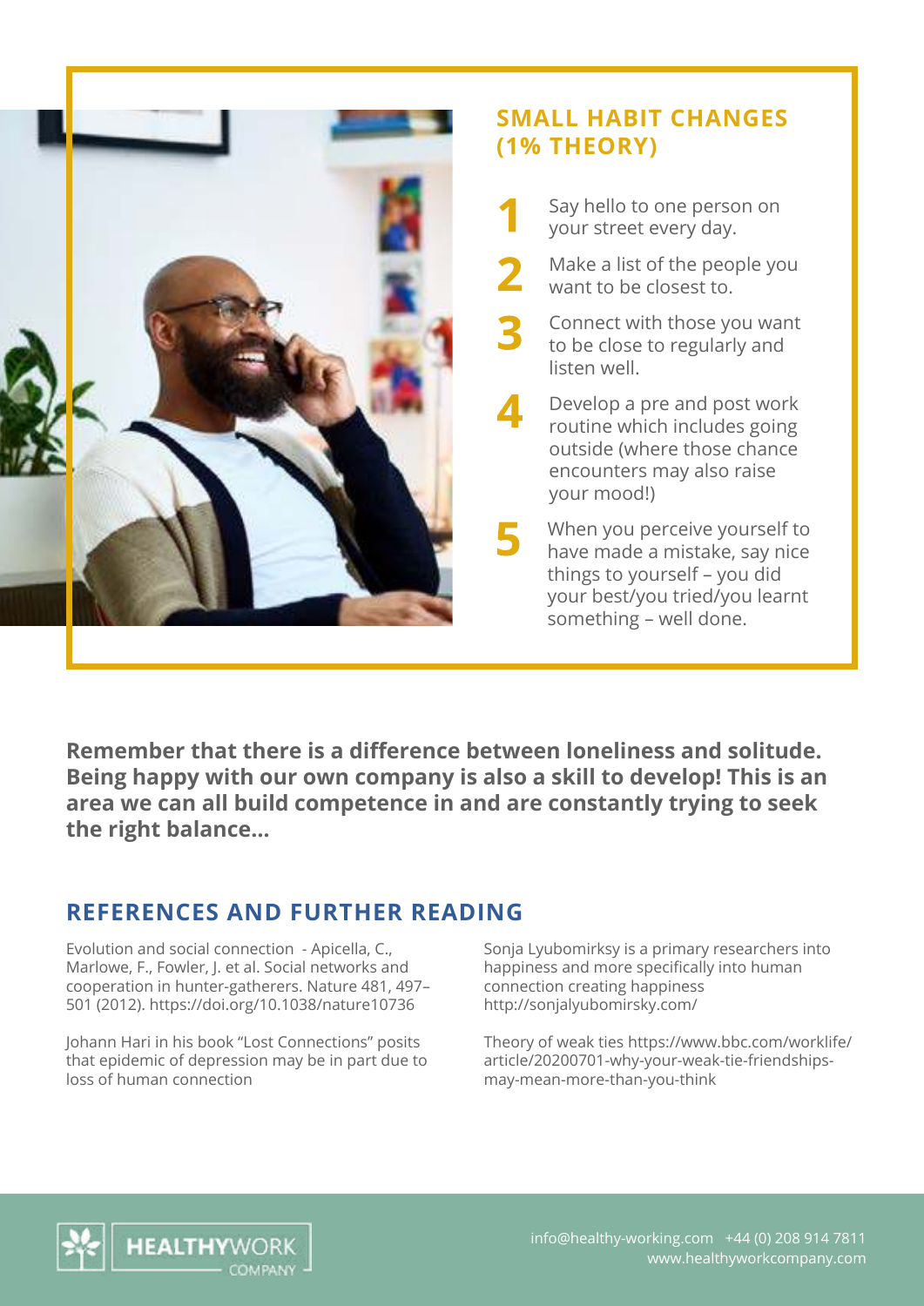## SMALL HABIT CHANGES (1% THEORY)

1. Say hello to one person on your street every day.
2. Make a list of the people you want to be closest to.
3. Connect with those you want to be close to regularly and listen well.
4. Develop a pre and post work routine which includes going outside (where those chance encounters may also raise your mood!)
5. When you perceive yourself to have made a mistake, say nice things to yourself – you did your best/you tried/you learnt something – well done.

**Remember that there is a difference between loneliness and solitude. Being happy with our own company is also a skill to develop! This is an area we can all build competence in and are constantly trying to seek the right balance...**

## REFERENCES AND FURTHER READING

Evolution and social connection - Apicella, C., Marlowe, F., Fowler, J. et al. Social networks and cooperation in hunter-gatherers. Nature 481, 497–501 (2012). https://doi.org/10.1038/nature10736

Johann Hari in his book "Lost Connections" posits that epidemic of depression may be in part due to loss of human connection

Sonja Lyubomirksy is a primary researchers into happiness and more specifically into human connection creating happiness http://sonjalyubomirsky.com/

Theory of weak ties https://www.bbc.com/worklife/article/20200701-why-your-weak-tie-friendships-may-mean-more-than-you-think

HEALTHYWORK COMPANY

info@healthy-working.com +44 (0) 208 914 7811
www.healthyworkcompany.com